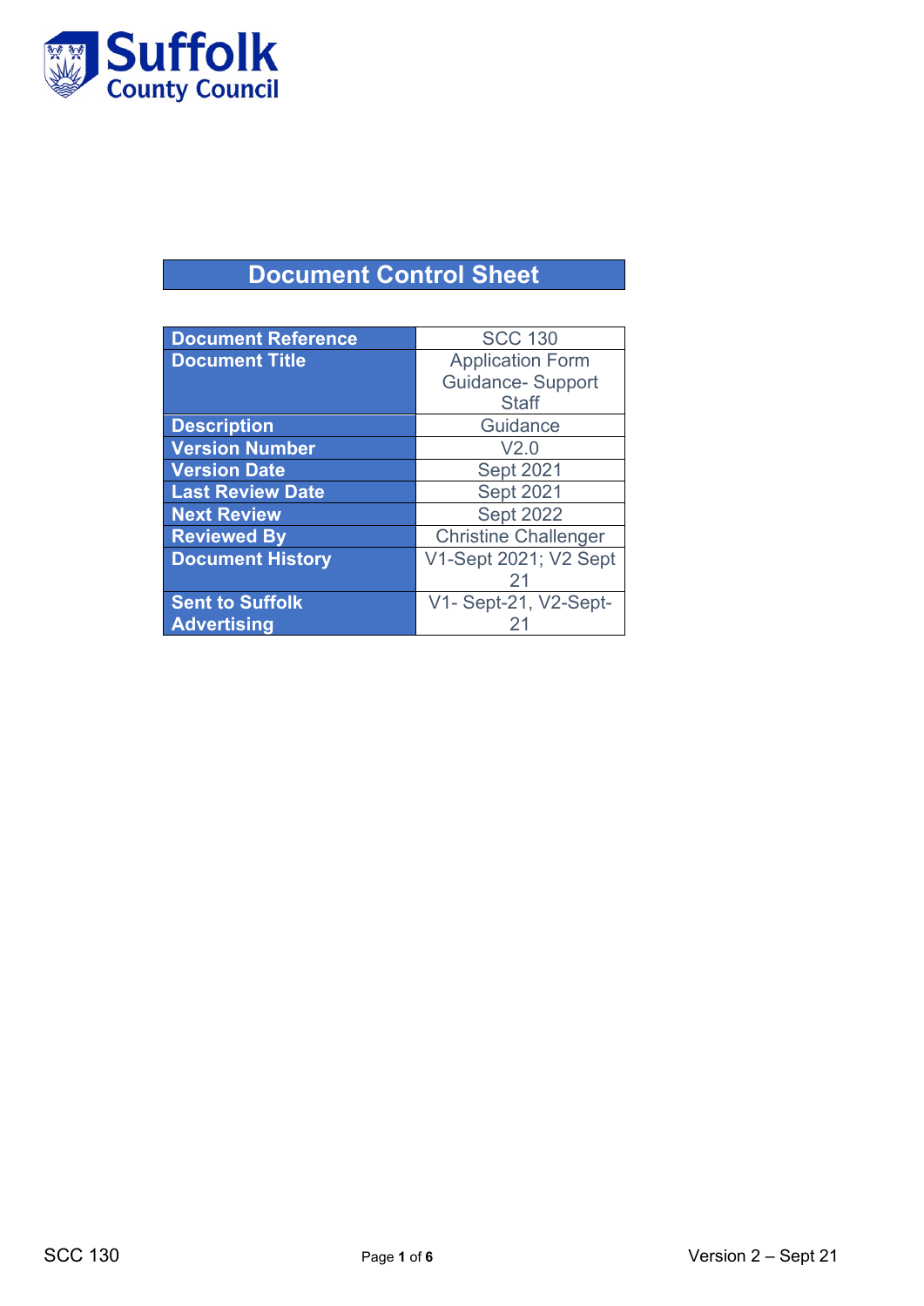Suffolk County Council

# Document Control Sheet

| | |
|---|---|
| **Document Reference** | SCC 130 |
| **Document Title** | Application Form Guidance- Support Staff |
| **Description** | Guidance |
| **Version Number** | V2.0 |
| **Version Date** | Sept 2021 |
| **Last Review Date** | Sept 2021 |
| **Next Review** | Sept 2022 |
| **Reviewed By** | Christine Challenger |
| **Document History** | V1-Sept 2021; V2 Sept 21 |
| **Sent to Suffolk Advertising** | V1- Sept-21, V2-Sept-21 |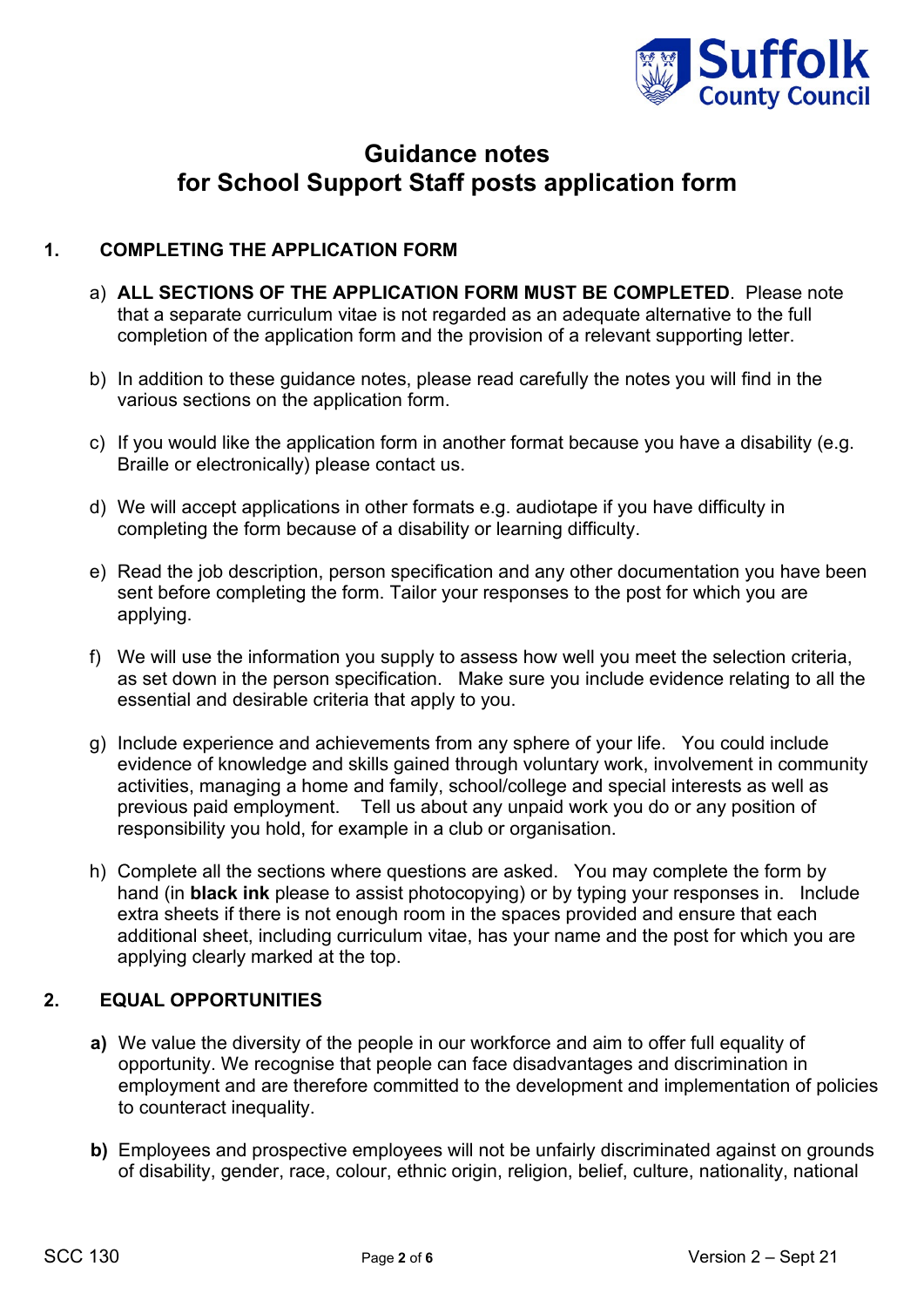# Guidance notes for School Support Staff posts application form

## 1. COMPLETING THE APPLICATION FORM

a) **ALL SECTIONS OF THE APPLICATION FORM MUST BE COMPLETED**. Please note that a separate curriculum vitae is not regarded as an adequate alternative to the full completion of the application form and the provision of a relevant supporting letter.

b) In addition to these guidance notes, please read carefully the notes you will find in the various sections on the application form.

c) If you would like the application form in another format because you have a disability (e.g. Braille or electronically) please contact us.

d) We will accept applications in other formats e.g. audiotape if you have difficulty in completing the form because of a disability or learning difficulty.

e) Read the job description, person specification and any other documentation you have been sent before completing the form. Tailor your responses to the post for which you are applying.

f) We will use the information you supply to assess how well you meet the selection criteria, as set down in the person specification. Make sure you include evidence relating to all the essential and desirable criteria that apply to you.

g) Include experience and achievements from any sphere of your life. You could include evidence of knowledge and skills gained through voluntary work, involvement in community activities, managing a home and family, school/college and special interests as well as previous paid employment. Tell us about any unpaid work you do or any position of responsibility you hold, for example in a club or organisation.

h) Complete all the sections where questions are asked. You may complete the form by hand (in **black ink** please to assist photocopying) or by typing your responses in. Include extra sheets if there is not enough room in the spaces provided and ensure that each additional sheet, including curriculum vitae, has your name and the post for which you are applying clearly marked at the top.

## 2. EQUAL OPPORTUNITIES

**a)** We value the diversity of the people in our workforce and aim to offer full equality of opportunity. We recognise that people can face disadvantages and discrimination in employment and are therefore committed to the development and implementation of policies to counteract inequality.

**b)** Employees and prospective employees will not be unfairly discriminated against on grounds of disability, gender, race, colour, ethnic origin, religion, belief, culture, nationality, national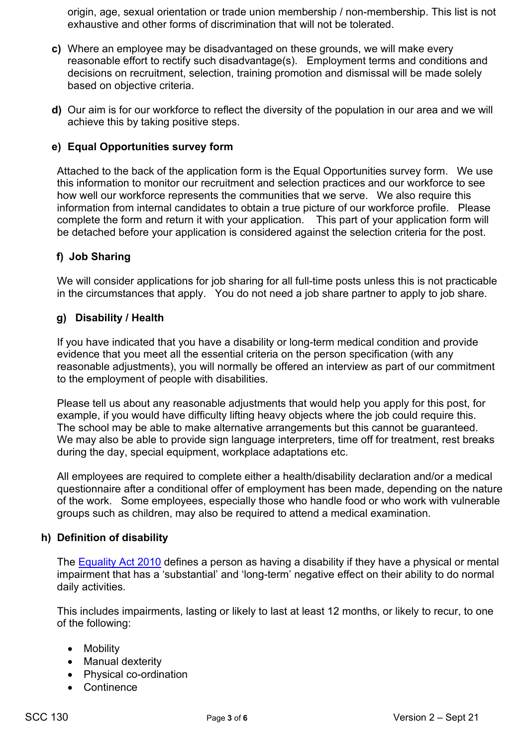origin, age, sexual orientation or trade union membership / non-membership. This list is not exhaustive and other forms of discrimination that will not be tolerated.

**c)** Where an employee may be disadvantaged on these grounds, we will make every reasonable effort to rectify such disadvantage(s). Employment terms and conditions and decisions on recruitment, selection, training promotion and dismissal will be made solely based on objective criteria.

**d)** Our aim is for our workforce to reflect the diversity of the population in our area and we will achieve this by taking positive steps.

**e) Equal Opportunities survey form**

Attached to the back of the application form is the Equal Opportunities survey form. We use this information to monitor our recruitment and selection practices and our workforce to see how well our workforce represents the communities that we serve. We also require this information from internal candidates to obtain a true picture of our workforce profile. Please complete the form and return it with your application. This part of your application form will be detached before your application is considered against the selection criteria for the post.

**f) Job Sharing**

We will consider applications for job sharing for all full-time posts unless this is not practicable in the circumstances that apply. You do not need a job share partner to apply to job share.

**g) Disability / Health**

If you have indicated that you have a disability or long-term medical condition and provide evidence that you meet all the essential criteria on the person specification (with any reasonable adjustments), you will normally be offered an interview as part of our commitment to the employment of people with disabilities.

Please tell us about any reasonable adjustments that would help you apply for this post, for example, if you would have difficulty lifting heavy objects where the job could require this. The school may be able to make alternative arrangements but this cannot be guaranteed. We may also be able to provide sign language interpreters, time off for treatment, rest breaks during the day, special equipment, workplace adaptations etc.

All employees are required to complete either a health/disability declaration and/or a medical questionnaire after a conditional offer of employment has been made, depending on the nature of the work. Some employees, especially those who handle food or who work with vulnerable groups such as children, may also be required to attend a medical examination.

**h) Definition of disability**

The [Equality Act 2010] defines a person as having a disability if they have a physical or mental impairment that has a 'substantial' and 'long-term' negative effect on their ability to do normal daily activities.

This includes impairments, lasting or likely to last at least 12 months, or likely to recur, to one of the following:

- Mobility
- Manual dexterity
- Physical co-ordination
- Continence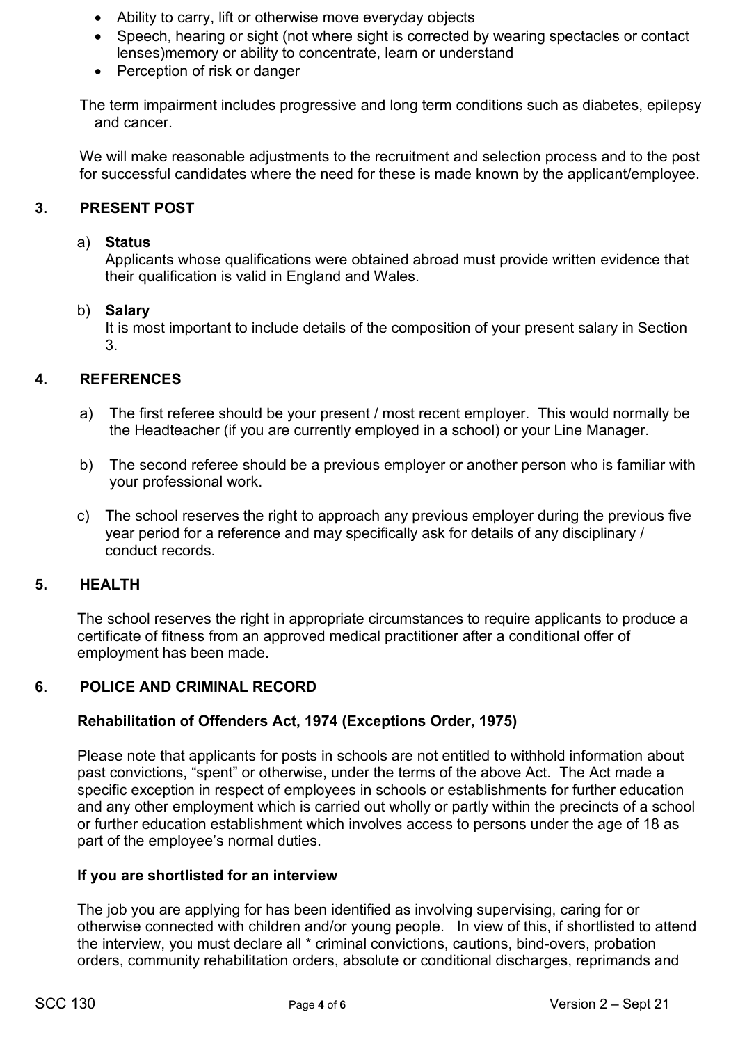- Ability to carry, lift or otherwise move everyday objects
- Speech, hearing or sight (not where sight is corrected by wearing spectacles or contact lenses)memory or ability to concentrate, learn or understand
- Perception of risk or danger

The term impairment includes progressive and long term conditions such as diabetes, epilepsy and cancer.

We will make reasonable adjustments to the recruitment and selection process and to the post for successful candidates where the need for these is made known by the applicant/employee.

## 3. PRESENT POST

a) **Status**
Applicants whose qualifications were obtained abroad must provide written evidence that their qualification is valid in England and Wales.

b) **Salary**
It is most important to include details of the composition of your present salary in Section 3.

## 4. REFERENCES

a) The first referee should be your present / most recent employer. This would normally be the Headteacher (if you are currently employed in a school) or your Line Manager.

b) The second referee should be a previous employer or another person who is familiar with your professional work.

c) The school reserves the right to approach any previous employer during the previous five year period for a reference and may specifically ask for details of any disciplinary / conduct records.

## 5. HEALTH

The school reserves the right in appropriate circumstances to require applicants to produce a certificate of fitness from an approved medical practitioner after a conditional offer of employment has been made.

## 6. POLICE AND CRIMINAL RECORD

**Rehabilitation of Offenders Act, 1974 (Exceptions Order, 1975)**

Please note that applicants for posts in schools are not entitled to withhold information about past convictions, "spent" or otherwise, under the terms of the above Act. The Act made a specific exception in respect of employees in schools or establishments for further education and any other employment which is carried out wholly or partly within the precincts of a school or further education establishment which involves access to persons under the age of 18 as part of the employee's normal duties.

**If you are shortlisted for an interview**

The job you are applying for has been identified as involving supervising, caring for or otherwise connected with children and/or young people. In view of this, if shortlisted to attend the interview, you must declare all * criminal convictions, cautions, bind-overs, probation orders, community rehabilitation orders, absolute or conditional discharges, reprimands and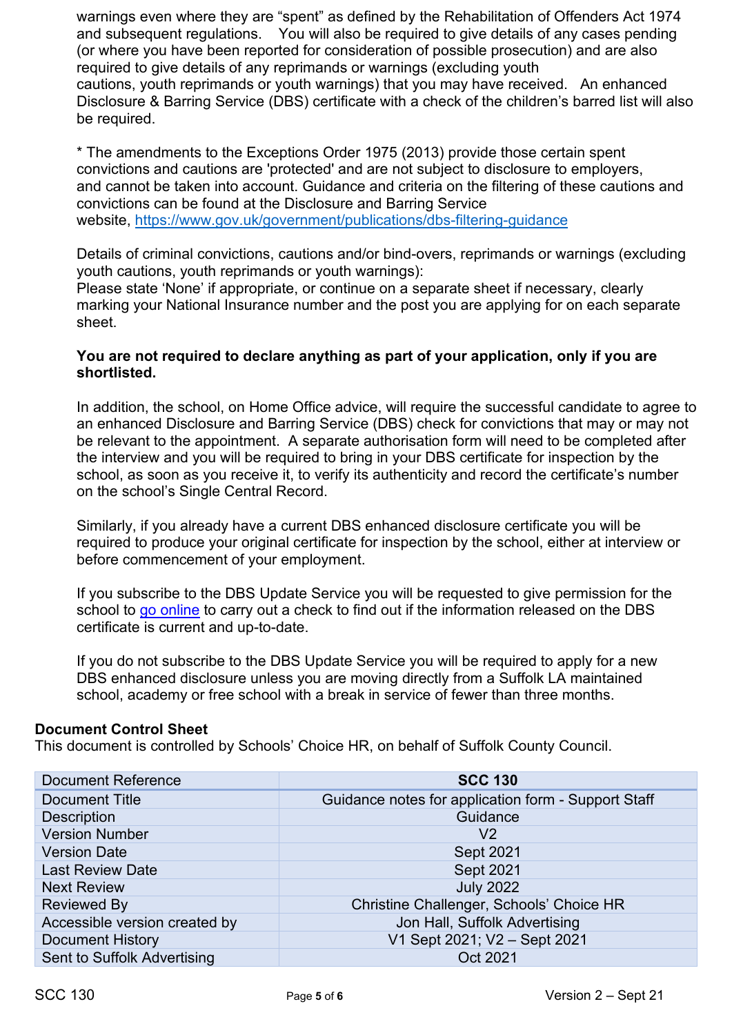warnings even where they are "spent" as defined by the Rehabilitation of Offenders Act 1974 and subsequent regulations. You will also be required to give details of any cases pending (or where you have been reported for consideration of possible prosecution) and are also required to give details of any reprimands or warnings (excluding youth cautions, youth reprimands or youth warnings) that you may have received. An enhanced Disclosure & Barring Service (DBS) certificate with a check of the children's barred list will also be required.

* The amendments to the Exceptions Order 1975 (2013) provide those certain spent convictions and cautions are 'protected' and are not subject to disclosure to employers, and cannot be taken into account. Guidance and criteria on the filtering of these cautions and convictions can be found at the Disclosure and Barring Service website, [https://www.gov.uk/government/publications/dbs-filtering-guidance](https://www.gov.uk/government/publications/dbs-filtering-guidance)

Details of criminal convictions, cautions and/or bind-overs, reprimands or warnings (excluding youth cautions, youth reprimands or youth warnings):
Please state 'None' if appropriate, or continue on a separate sheet if necessary, clearly marking your National Insurance number and the post you are applying for on each separate sheet.

**You are not required to declare anything as part of your application, only if you are shortlisted.**

In addition, the school, on Home Office advice, will require the successful candidate to agree to an enhanced Disclosure and Barring Service (DBS) check for convictions that may or may not be relevant to the appointment. A separate authorisation form will need to be completed after the interview and you will be required to bring in your DBS certificate for inspection by the school, as soon as you receive it, to verify its authenticity and record the certificate's number on the school's Single Central Record.

Similarly, if you already have a current DBS enhanced disclosure certificate you will be required to produce your original certificate for inspection by the school, either at interview or before commencement of your employment.

If you subscribe to the DBS Update Service you will be requested to give permission for the school to go online to carry out a check to find out if the information released on the DBS certificate is current and up-to-date.

If you do not subscribe to the DBS Update Service you will be required to apply for a new DBS enhanced disclosure unless you are moving directly from a Suffolk LA maintained school, academy or free school with a break in service of fewer than three months.

**Document Control Sheet**
This document is controlled by Schools' Choice HR, on behalf of Suffolk County Council.

| | |
|---|---|
| Document Reference | **SCC 130** |
| Document Title | Guidance notes for application form - Support Staff |
| Description | Guidance |
| Version Number | V2 |
| Version Date | Sept 2021 |
| Last Review Date | Sept 2021 |
| Next Review | July 2022 |
| Reviewed By | Christine Challenger, Schools' Choice HR |
| Accessible version created by | Jon Hall, Suffolk Advertising |
| Document History | V1 Sept 2021; V2 – Sept 2021 |
| Sent to Suffolk Advertising | Oct 2021 |